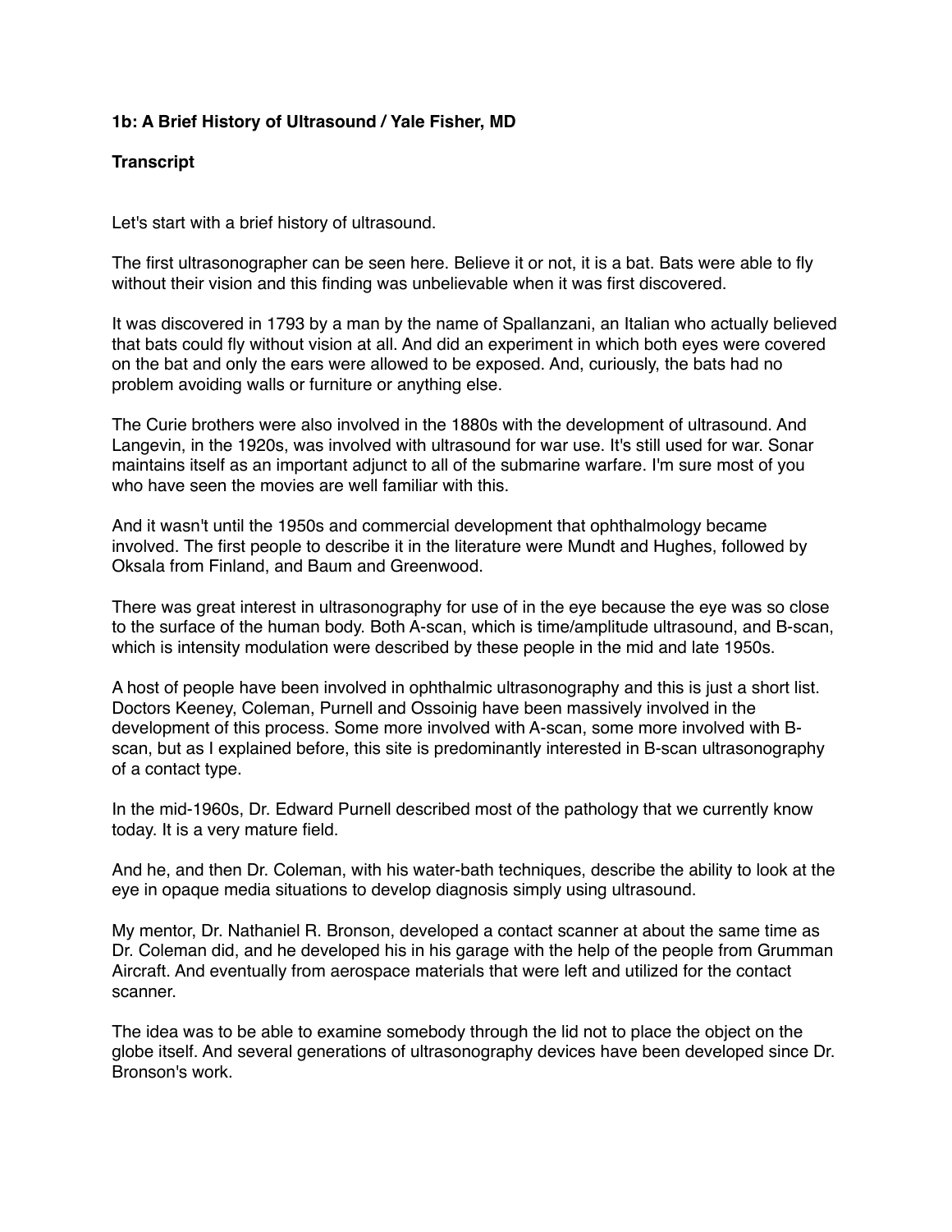**1b: A Brief History of Ultrasound / Yale Fisher, MD**

**Transcript**

Let's start with a brief history of ultrasound.

The first ultrasonographer can be seen here. Believe it or not, it is a bat. Bats were able to fly without their vision and this finding was unbelievable when it was first discovered.

It was discovered in 1793 by a man by the name of Spallanzani, an Italian who actually believed that bats could fly without vision at all. And did an experiment in which both eyes were covered on the bat and only the ears were allowed to be exposed. And, curiously, the bats had no problem avoiding walls or furniture or anything else.

The Curie brothers were also involved in the 1880s with the development of ultrasound. And Langevin, in the 1920s, was involved with ultrasound for war use. It's still used for war. Sonar maintains itself as an important adjunct to all of the submarine warfare. I'm sure most of you who have seen the movies are well familiar with this.

And it wasn't until the 1950s and commercial development that ophthalmology became involved. The first people to describe it in the literature were Mundt and Hughes, followed by Oksala from Finland, and Baum and Greenwood.

There was great interest in ultrasonography for use of in the eye because the eye was so close to the surface of the human body. Both A-scan, which is time/amplitude ultrasound, and B-scan, which is intensity modulation were described by these people in the mid and late 1950s.

A host of people have been involved in ophthalmic ultrasonography and this is just a short list. Doctors Keeney, Coleman, Purnell and Ossoinig have been massively involved in the development of this process. Some more involved with A-scan, some more involved with B-scan, but as I explained before, this site is predominantly interested in B-scan ultrasonography of a contact type.

In the mid-1960s, Dr. Edward Purnell described most of the pathology that we currently know today. It is a very mature field.

And he, and then Dr. Coleman, with his water-bath techniques, describe the ability to look at the eye in opaque media situations to develop diagnosis simply using ultrasound.

My mentor, Dr. Nathaniel R. Bronson, developed a contact scanner at about the same time as Dr. Coleman did, and he developed his in his garage with the help of the people from Grumman Aircraft. And eventually from aerospace materials that were left and utilized for the contact scanner.

The idea was to be able to examine somebody through the lid not to place the object on the globe itself. And several generations of ultrasonography devices have been developed since Dr. Bronson's work.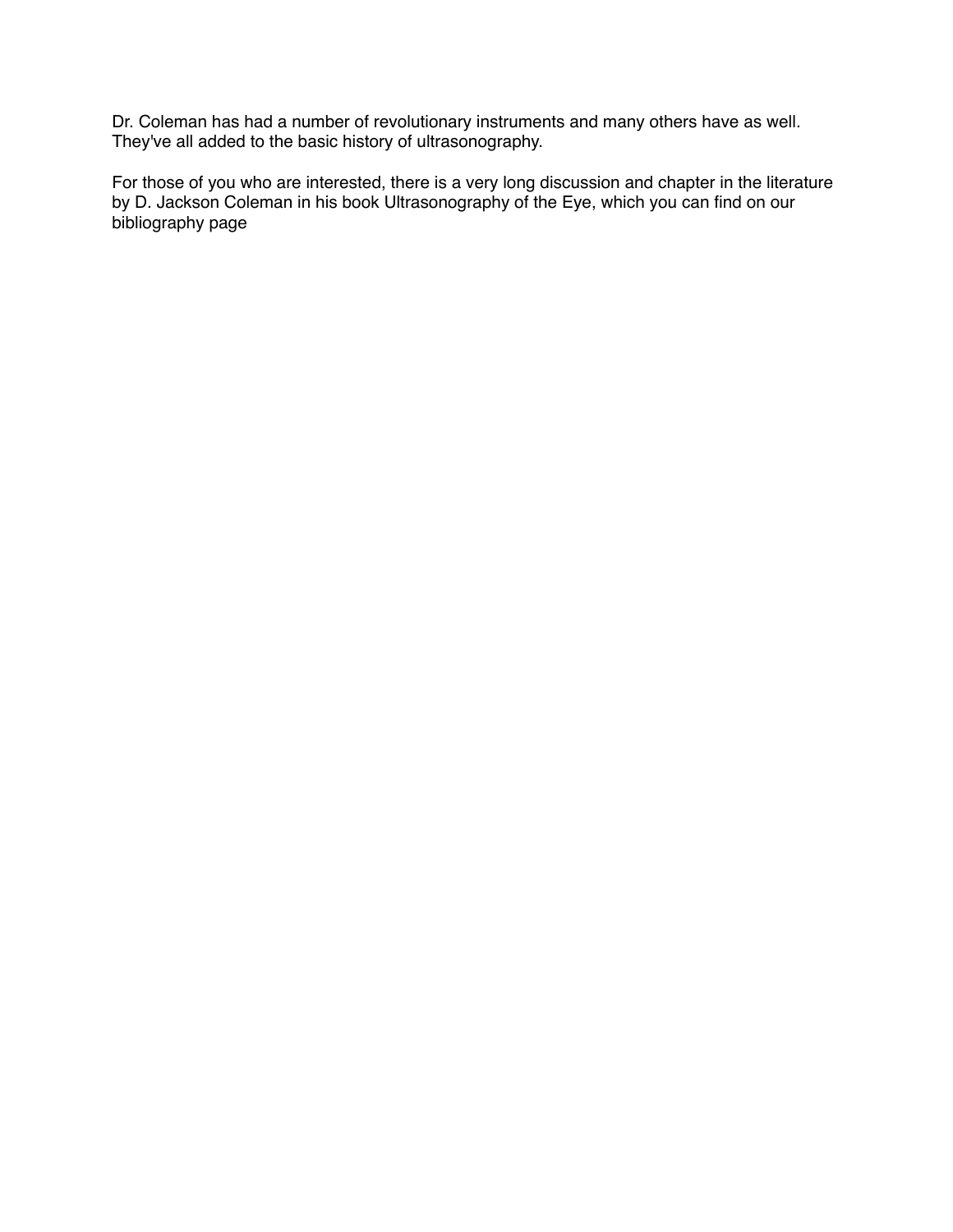Dr. Coleman has had a number of revolutionary instruments and many others have as well. They've all added to the basic history of ultrasonography.

For those of you who are interested, there is a very long discussion and chapter in the literature by D. Jackson Coleman in his book Ultrasonography of the Eye, which you can find on our bibliography page